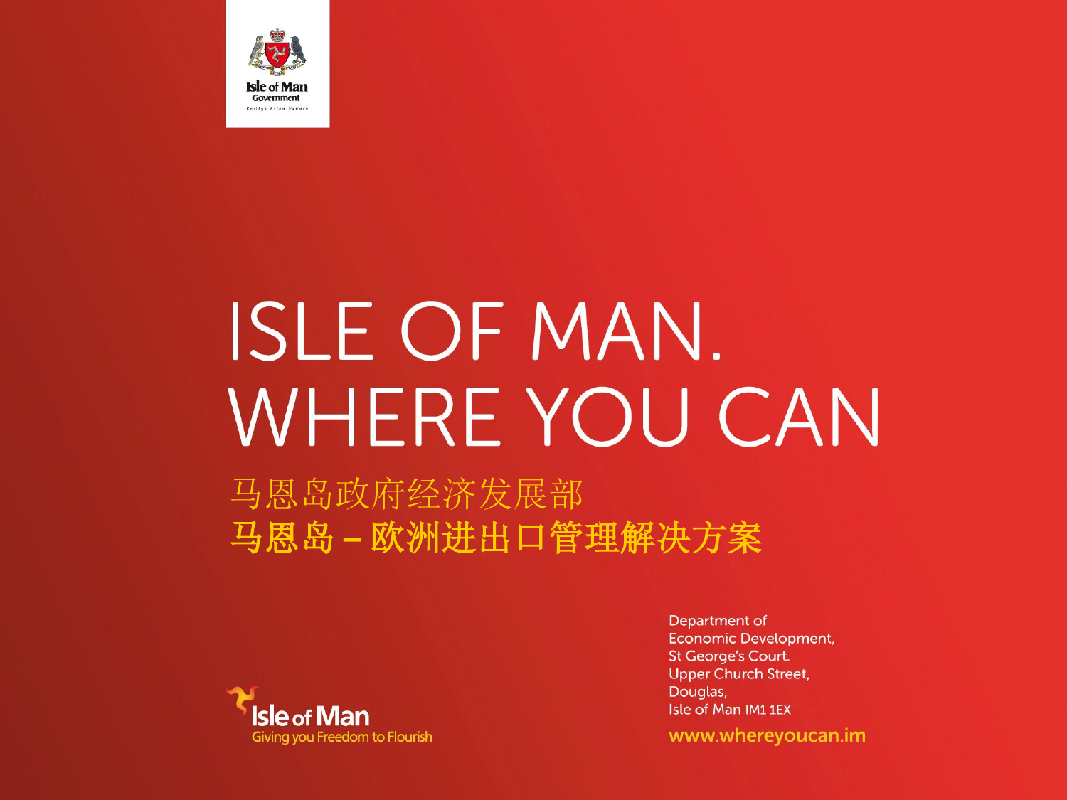Isle of Man Government

Reiltys Ellan Vannin

# ISLE OF MAN. WHERE YOU CAN

马恩岛政府经济发展部

**马恩岛 – 欧洲进出口管理解决方案**

Isle of Man

Giving you Freedom to Flourish

Department of Economic Development,
St George's Court.
Upper Church Street,
Douglas,
Isle of Man IM1 1EX

www.whereyoucan.im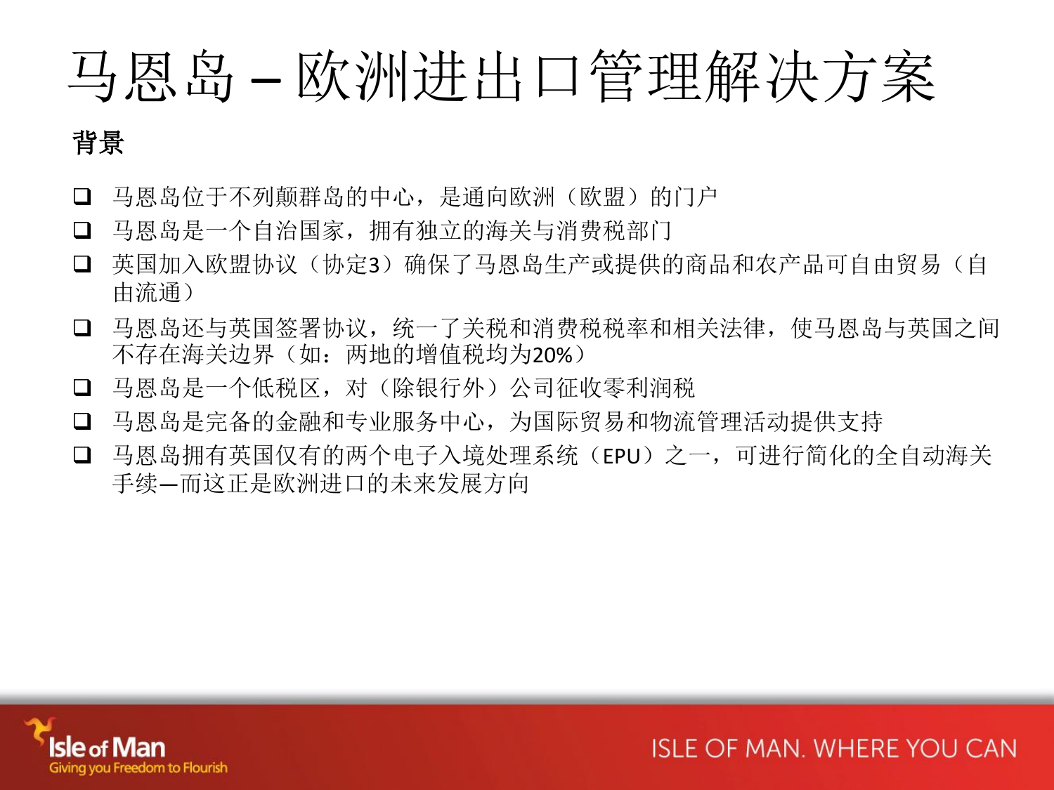# 马恩岛 – 欧洲进出口管理解决方案

**背景**

- 马恩岛位于不列颠群岛的中心，是通向欧洲（欧盟）的门户
- 马恩岛是一个自治国家，拥有独立的海关与消费税部门
- 英国加入欧盟协议（协定3）确保了马恩岛生产或提供的商品和农产品可自由贸易（自由流通）
- 马恩岛还与英国签署协议，统一了关税和消费税税率和相关法律，使马恩岛与英国之间不存在海关边界（如：两地的增值税均为20%）
- 马恩岛是一个低税区，对（除银行外）公司征收零利润税
- 马恩岛是完备的金融和专业服务中心，为国际贸易和物流管理活动提供支持
- 马恩岛拥有英国仅有的两个电子入境处理系统（EPU）之一，可进行简化的全自动海关手续—而这正是欧洲进口的未来发展方向

Isle of Man
Giving you Freedom to Flourish

ISLE OF MAN. WHERE YOU CAN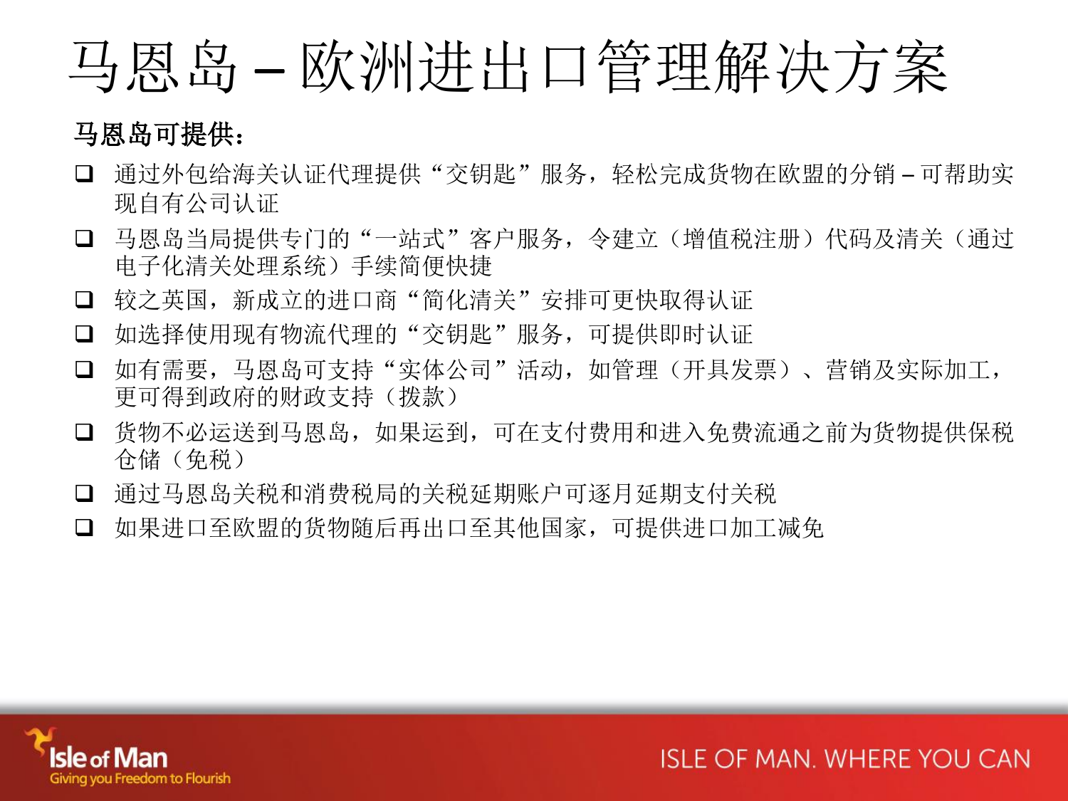# 马恩岛 – 欧洲进出口管理解决方案

**马恩岛可提供：**

- 通过外包给海关认证代理提供“交钥匙”服务，轻松完成货物在欧盟的分销 – 可帮助实现自有公司认证
- 马恩岛当局提供专门的“一站式”客户服务，令建立（增值税注册）代码及清关（通过电子化清关处理系统）手续简便快捷
- 较之英国，新成立的进口商“简化清关”安排可更快取得认证
- 如选择使用现有物流代理的“交钥匙”服务，可提供即时认证
- 如有需要，马恩岛可支持“实体公司”活动，如管理（开具发票）、营销及实际加工，更可得到政府的财政支持（拨款）
- 货物不必运送到马恩岛，如果运到，可在支付费用和进入免费流通之前为货物提供保税仓储（免税）
- 通过马恩岛关税和消费税局的关税延期账户可逐月延期支付关税
- 如果进口至欧盟的货物随后再出口至其他国家，可提供进口加工减免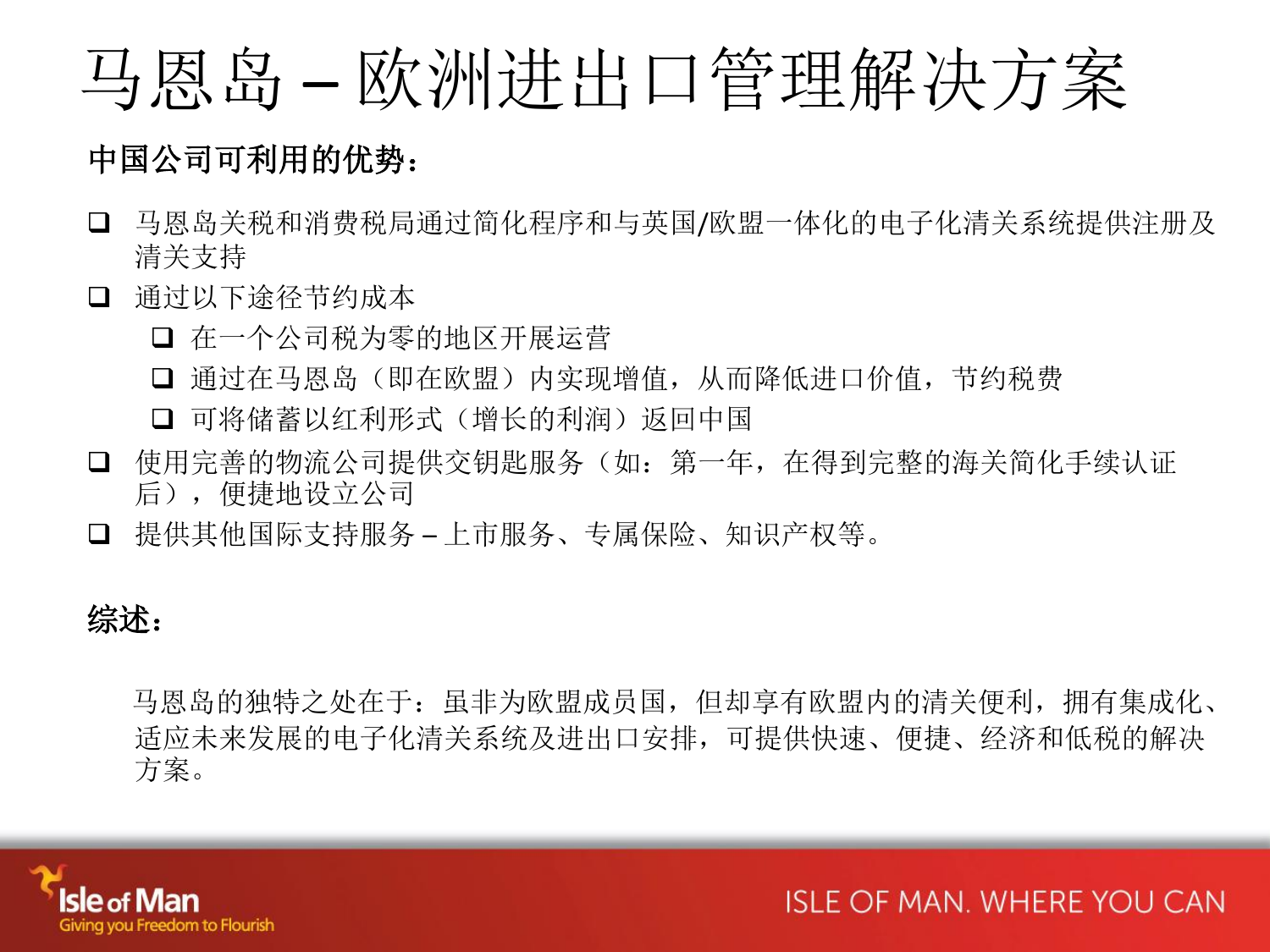# 马恩岛 – 欧洲进出口管理解决方案

**中国公司可利用的优势：**

- 马恩岛关税和消费税局通过简化程序和与英国/欧盟一体化的电子化清关系统提供注册及清关支持
- 通过以下途径节约成本
  - 在一个公司税为零的地区开展运营
  - 通过在马恩岛（即在欧盟）内实现增值，从而降低进口价值，节约税费
  - 可将储蓄以红利形式（增长的利润）返回中国
- 使用完善的物流公司提供交钥匙服务（如：第一年，在得到完整的海关简化手续认证后），便捷地设立公司
- 提供其他国际支持服务 – 上市服务、专属保险、知识产权等。

**综述：**

马恩岛的独特之处在于：虽非为欧盟成员国，但却享有欧盟内的清关便利，拥有集成化、适应未来发展的电子化清关系统及进出口安排，可提供快速、便捷、经济和低税的解决方案。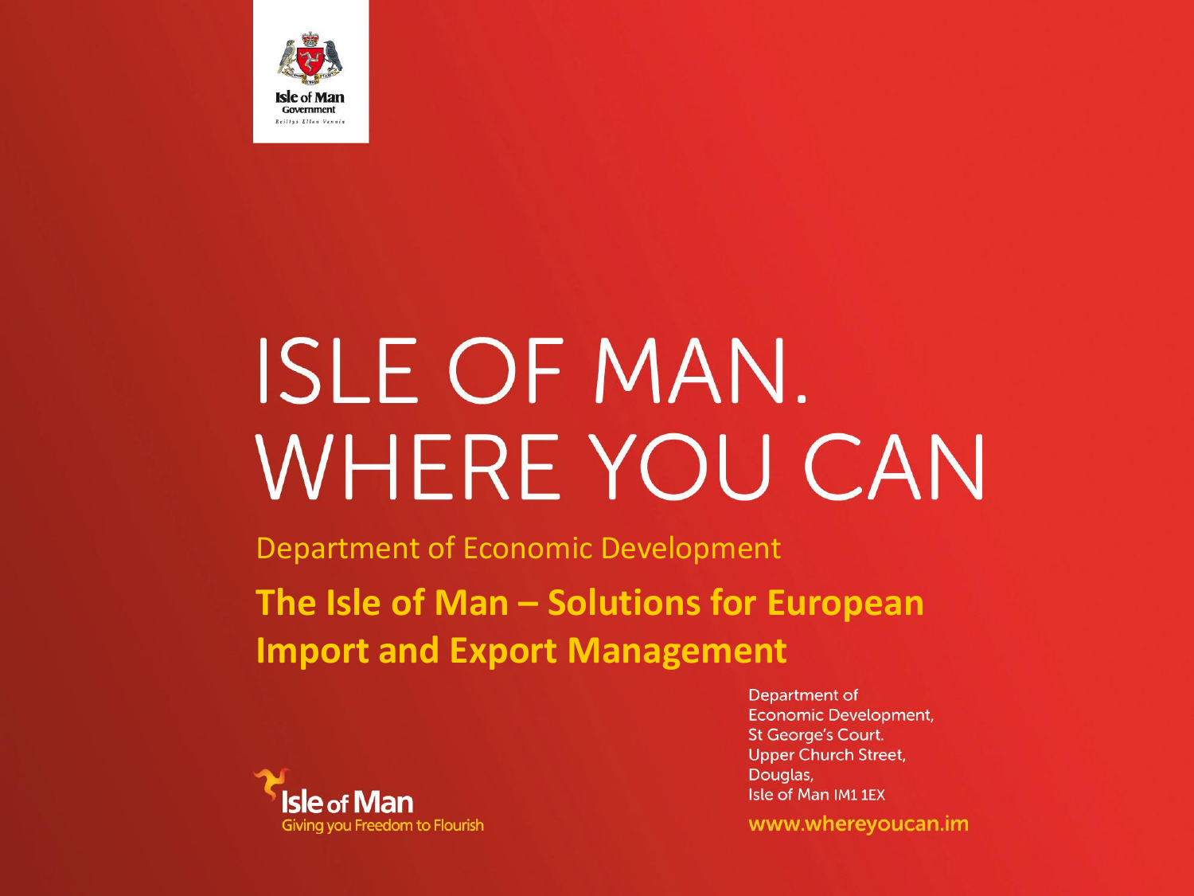Isle of Man Government

Reiltys Ellan Vannin

# ISLE OF MAN. WHERE YOU CAN

Department of Economic Development

## The Isle of Man – Solutions for European Import and Export Management

Isle of Man

Giving you Freedom to Flourish

Department of Economic Development,
St George's Court.
Upper Church Street,
Douglas,
Isle of Man IM1 1EX

www.whereyoucan.im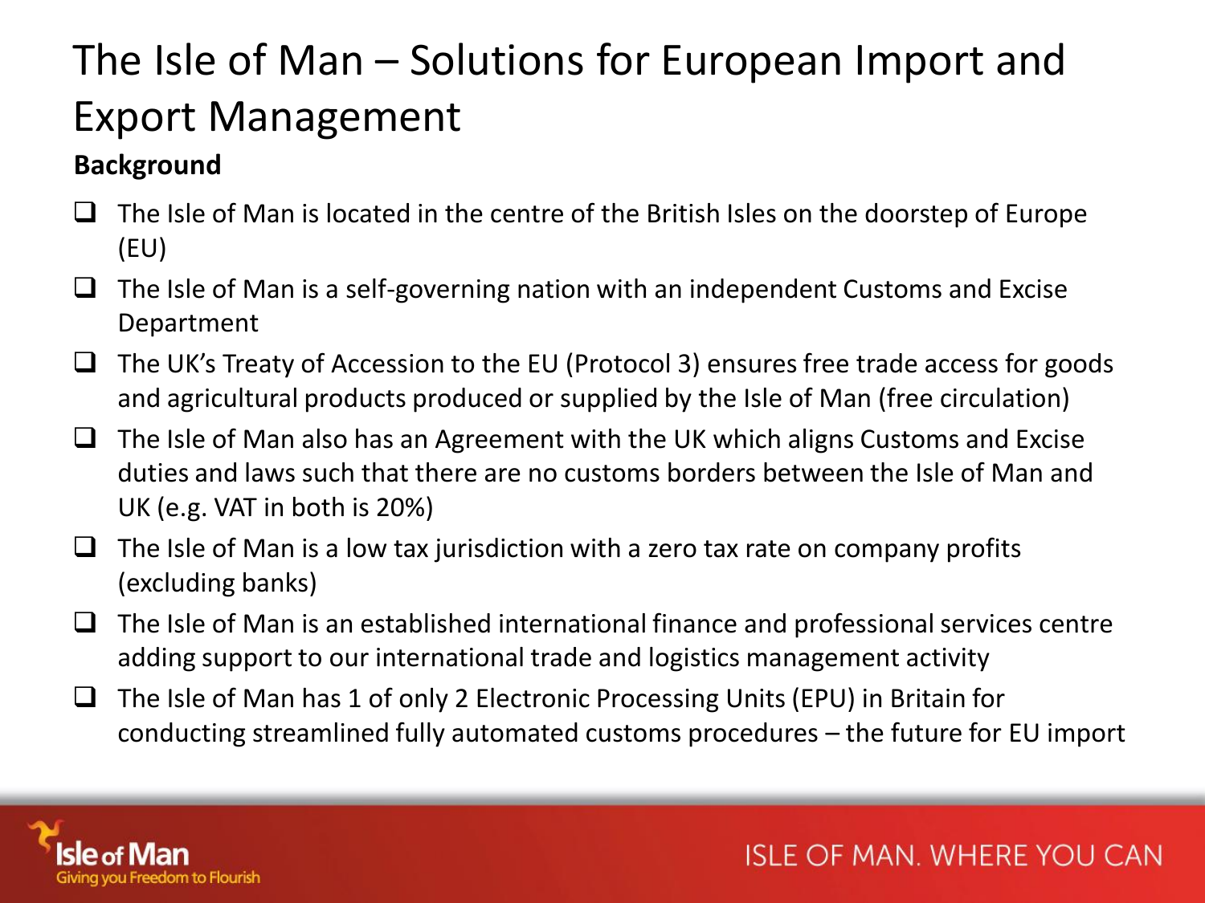# The Isle of Man – Solutions for European Import and Export Management

**Background**

- The Isle of Man is located in the centre of the British Isles on the doorstep of Europe (EU)
- The Isle of Man is a self-governing nation with an independent Customs and Excise Department
- The UK's Treaty of Accession to the EU (Protocol 3) ensures free trade access for goods and agricultural products produced or supplied by the Isle of Man (free circulation)
- The Isle of Man also has an Agreement with the UK which aligns Customs and Excise duties and laws such that there are no customs borders between the Isle of Man and UK (e.g. VAT in both is 20%)
- The Isle of Man is a low tax jurisdiction with a zero tax rate on company profits (excluding banks)
- The Isle of Man is an established international finance and professional services centre adding support to our international trade and logistics management activity
- The Isle of Man has 1 of only 2 Electronic Processing Units (EPU) in Britain for conducting streamlined fully automated customs procedures – the future for EU import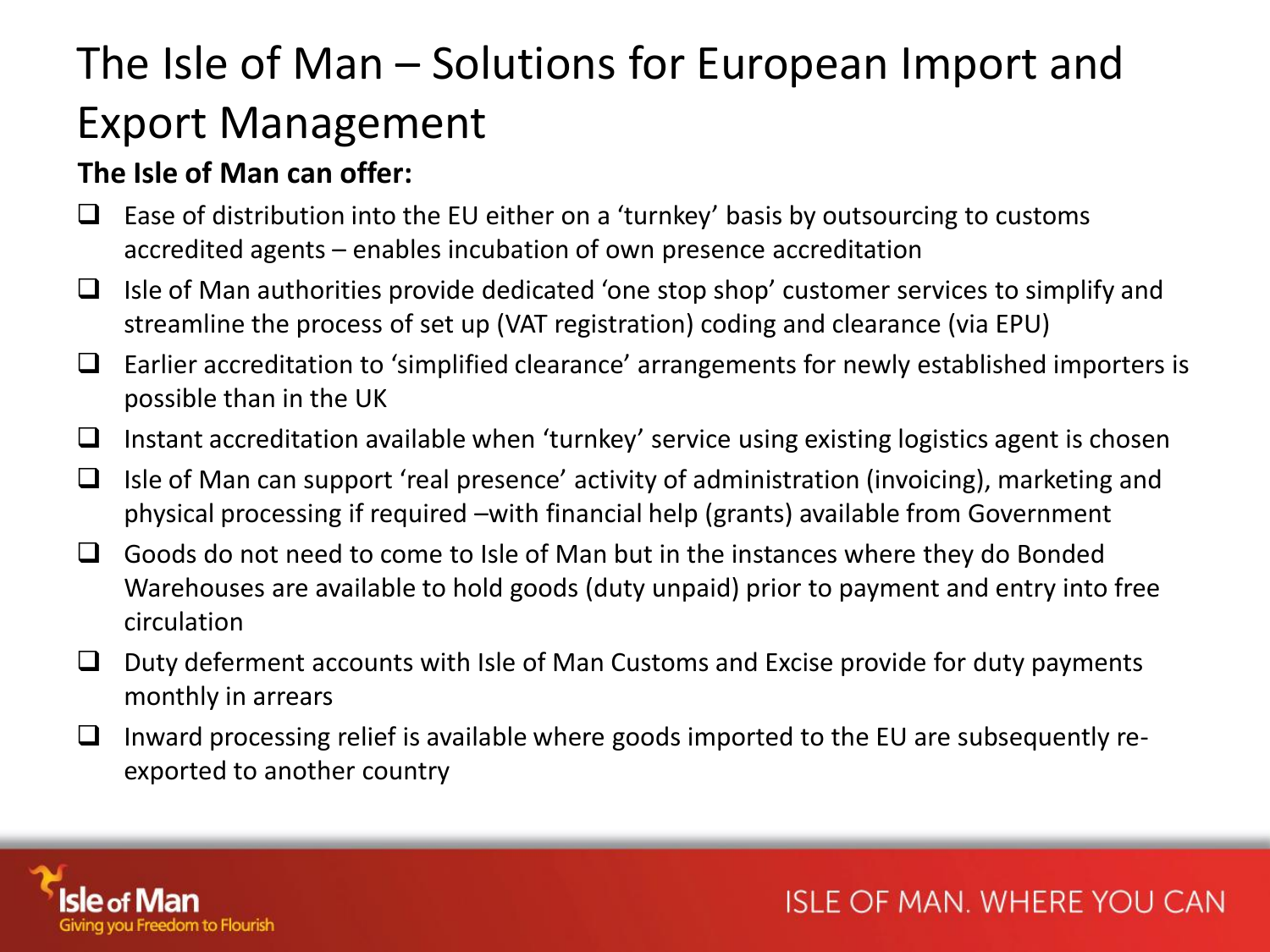# The Isle of Man – Solutions for European Import and Export Management

**The Isle of Man can offer:**

- Ease of distribution into the EU either on a 'turnkey' basis by outsourcing to customs accredited agents – enables incubation of own presence accreditation
- Isle of Man authorities provide dedicated 'one stop shop' customer services to simplify and streamline the process of set up (VAT registration) coding and clearance (via EPU)
- Earlier accreditation to 'simplified clearance' arrangements for newly established importers is possible than in the UK
- Instant accreditation available when 'turnkey' service using existing logistics agent is chosen
- Isle of Man can support 'real presence' activity of administration (invoicing), marketing and physical processing if required –with financial help (grants) available from Government
- Goods do not need to come to Isle of Man but in the instances where they do Bonded Warehouses are available to hold goods (duty unpaid) prior to payment and entry into free circulation
- Duty deferment accounts with Isle of Man Customs and Excise provide for duty payments monthly in arrears
- Inward processing relief is available where goods imported to the EU are subsequently re-exported to another country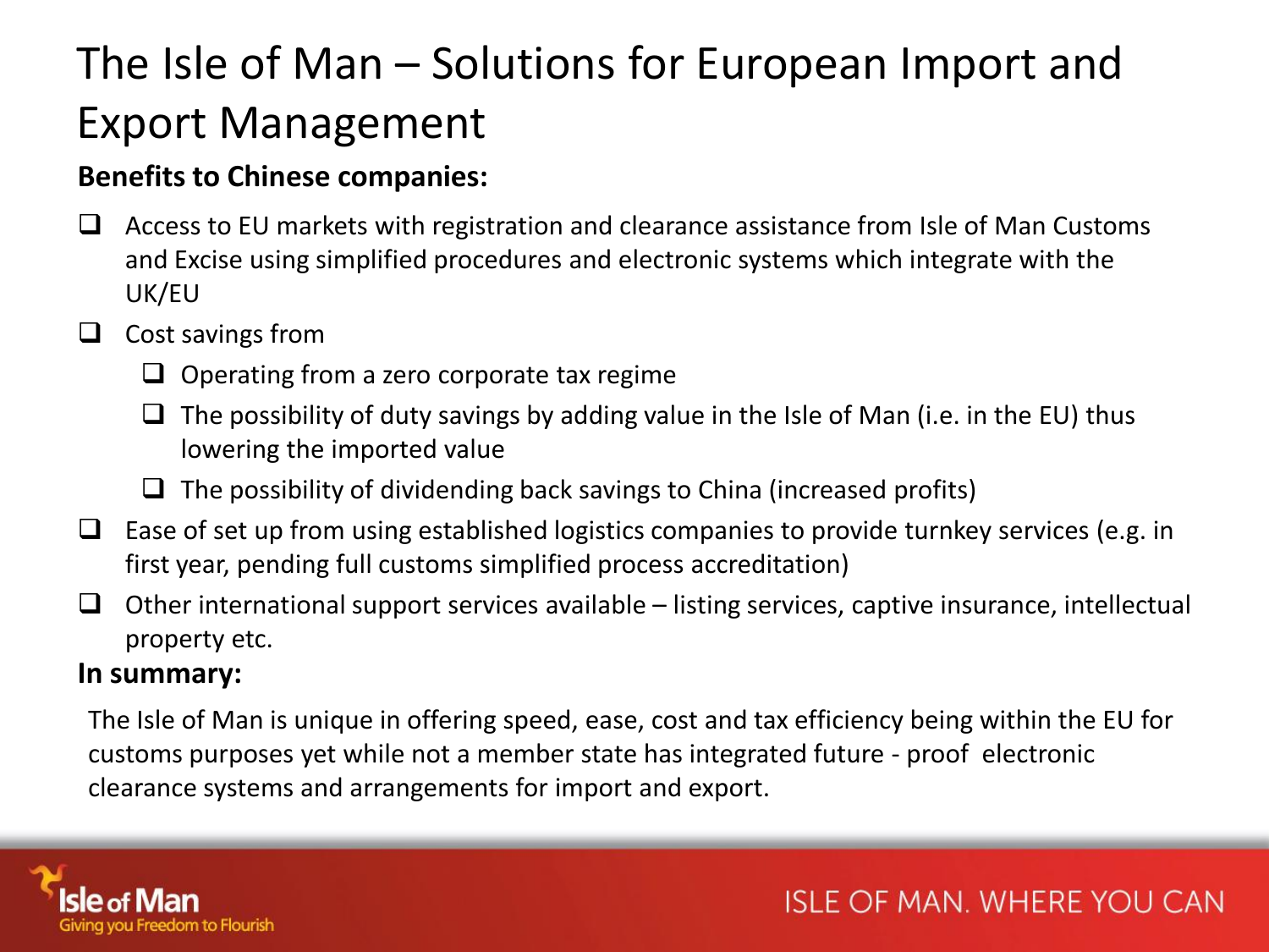# The Isle of Man – Solutions for European Import and Export Management

**Benefits to Chinese companies:**

- Access to EU markets with registration and clearance assistance from Isle of Man Customs and Excise using simplified procedures and electronic systems which integrate with the UK/EU
- Cost savings from
  - Operating from a zero corporate tax regime
  - The possibility of duty savings by adding value in the Isle of Man (i.e. in the EU) thus lowering the imported value
  - The possibility of dividending back savings to China (increased profits)
- Ease of set up from using established logistics companies to provide turnkey services (e.g. in first year, pending full customs simplified process accreditation)
- Other international support services available – listing services, captive insurance, intellectual property etc.

**In summary:**

The Isle of Man is unique in offering speed, ease, cost and tax efficiency being within the EU for customs purposes yet while not a member state has integrated future - proof electronic clearance systems and arrangements for import and export.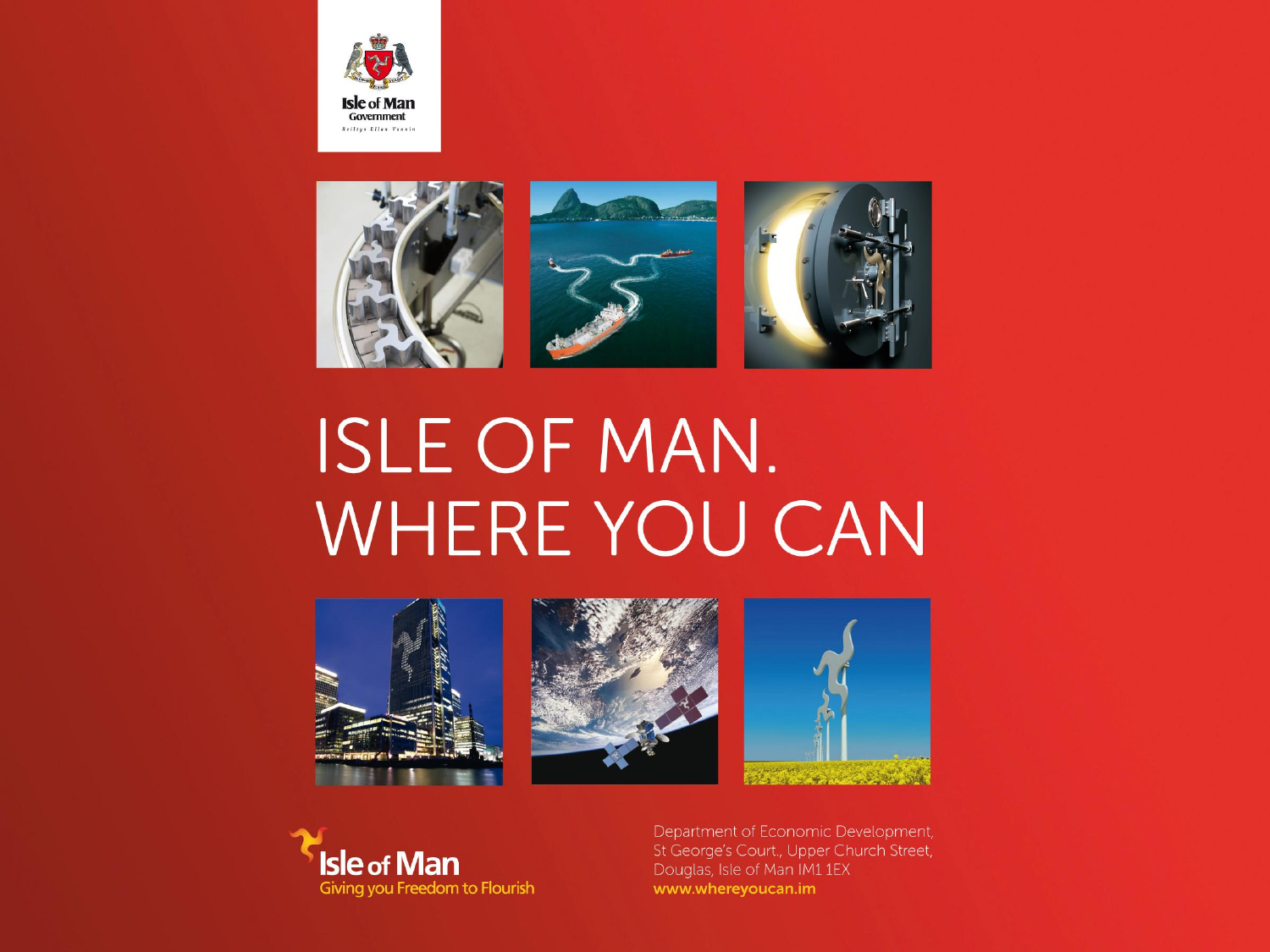Isle of Man Government

Reiltys Ellan Vannin

# ISLE OF MAN. WHERE YOU CAN

Isle of Man

Giving you Freedom to Flourish

Department of Economic Development,
St George's Court., Upper Church Street,
Douglas, Isle of Man IM1 1EX
**www.whereyoucan.im**